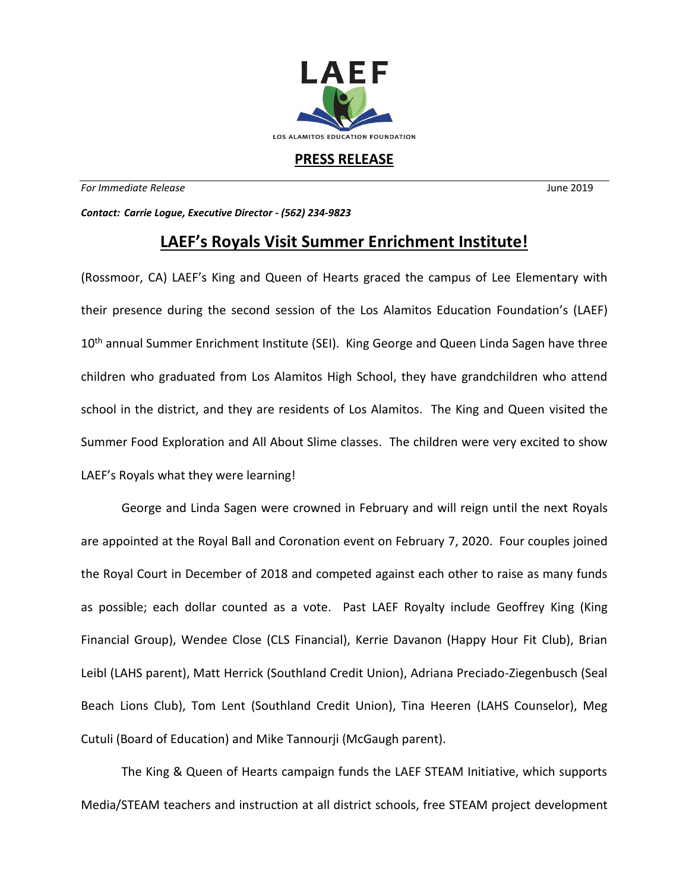LAEF

LOS ALAMITOS EDUCATION FOUNDATION

## PRESS RELEASE

*For Immediate Release* June 2019

***Contact: Carrie Logue, Executive Director - (562) 234-9823***

# LAEF's Royals Visit Summer Enrichment Institute!

(Rossmoor, CA) LAEF's King and Queen of Hearts graced the campus of Lee Elementary with their presence during the second session of the Los Alamitos Education Foundation's (LAEF) 10th annual Summer Enrichment Institute (SEI). King George and Queen Linda Sagen have three children who graduated from Los Alamitos High School, they have grandchildren who attend school in the district, and they are residents of Los Alamitos. The King and Queen visited the Summer Food Exploration and All About Slime classes. The children were very excited to show LAEF's Royals what they were learning!

George and Linda Sagen were crowned in February and will reign until the next Royals are appointed at the Royal Ball and Coronation event on February 7, 2020. Four couples joined the Royal Court in December of 2018 and competed against each other to raise as many funds as possible; each dollar counted as a vote. Past LAEF Royalty include Geoffrey King (King Financial Group), Wendee Close (CLS Financial), Kerrie Davanon (Happy Hour Fit Club), Brian Leibl (LAHS parent), Matt Herrick (Southland Credit Union), Adriana Preciado-Ziegenbusch (Seal Beach Lions Club), Tom Lent (Southland Credit Union), Tina Heeren (LAHS Counselor), Meg Cutuli (Board of Education) and Mike Tannourji (McGaugh parent).

The King & Queen of Hearts campaign funds the LAEF STEAM Initiative, which supports Media/STEAM teachers and instruction at all district schools, free STEAM project development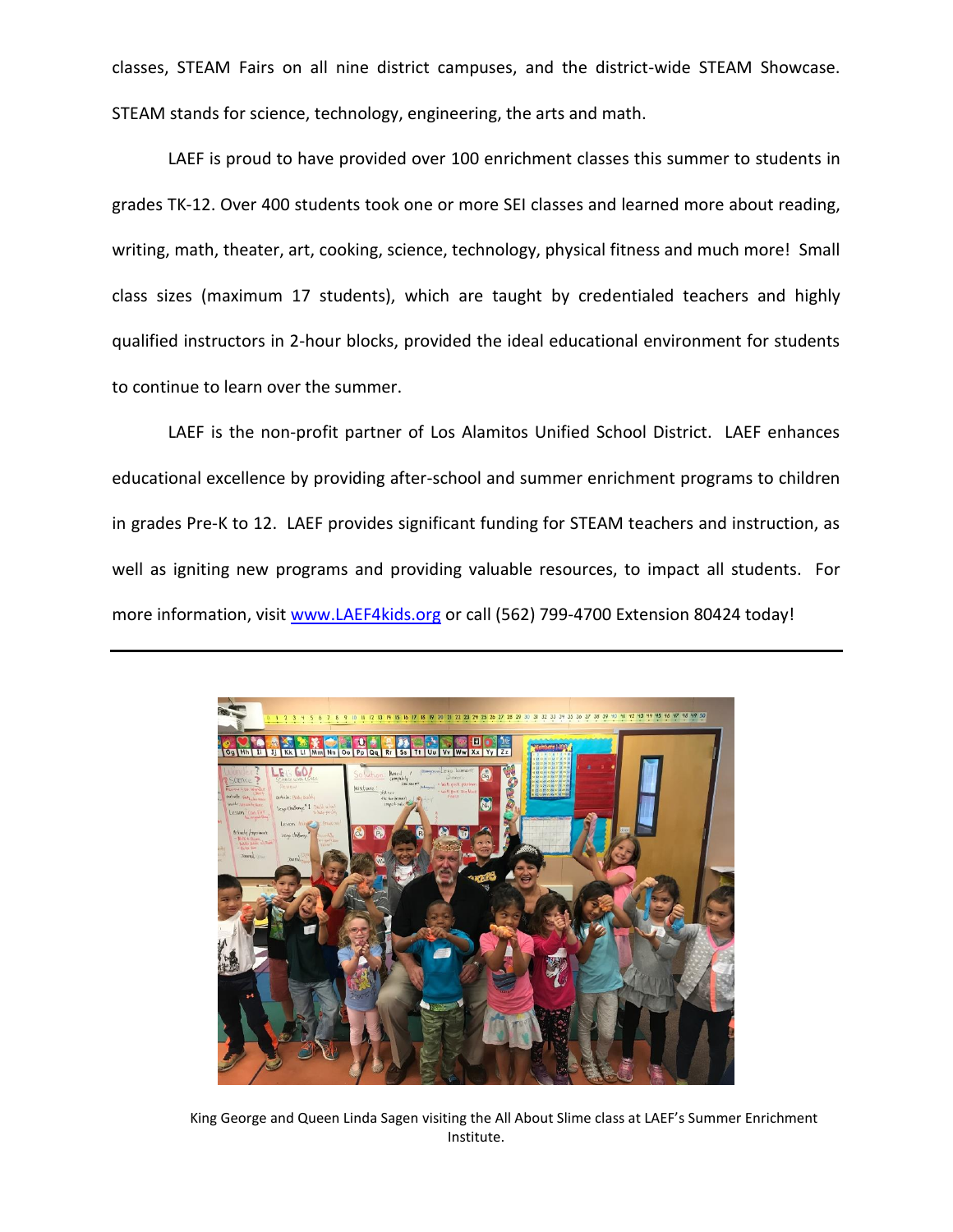classes, STEAM Fairs on all nine district campuses, and the district-wide STEAM Showcase. STEAM stands for science, technology, engineering, the arts and math.

LAEF is proud to have provided over 100 enrichment classes this summer to students in grades TK-12. Over 400 students took one or more SEI classes and learned more about reading, writing, math, theater, art, cooking, science, technology, physical fitness and much more! Small class sizes (maximum 17 students), which are taught by credentialed teachers and highly qualified instructors in 2-hour blocks, provided the ideal educational environment for students to continue to learn over the summer.

LAEF is the non-profit partner of Los Alamitos Unified School District. LAEF enhances educational excellence by providing after-school and summer enrichment programs to children in grades Pre-K to 12. LAEF provides significant funding for STEAM teachers and instruction, as well as igniting new programs and providing valuable resources, to impact all students. For more information, visit [www.LAEF4kids.org](http://www.LAEF4kids.org) or call (562) 799-4700 Extension 80424 today!

---

King George and Queen Linda Sagen visiting the All About Slime class at LAEF's Summer Enrichment Institute.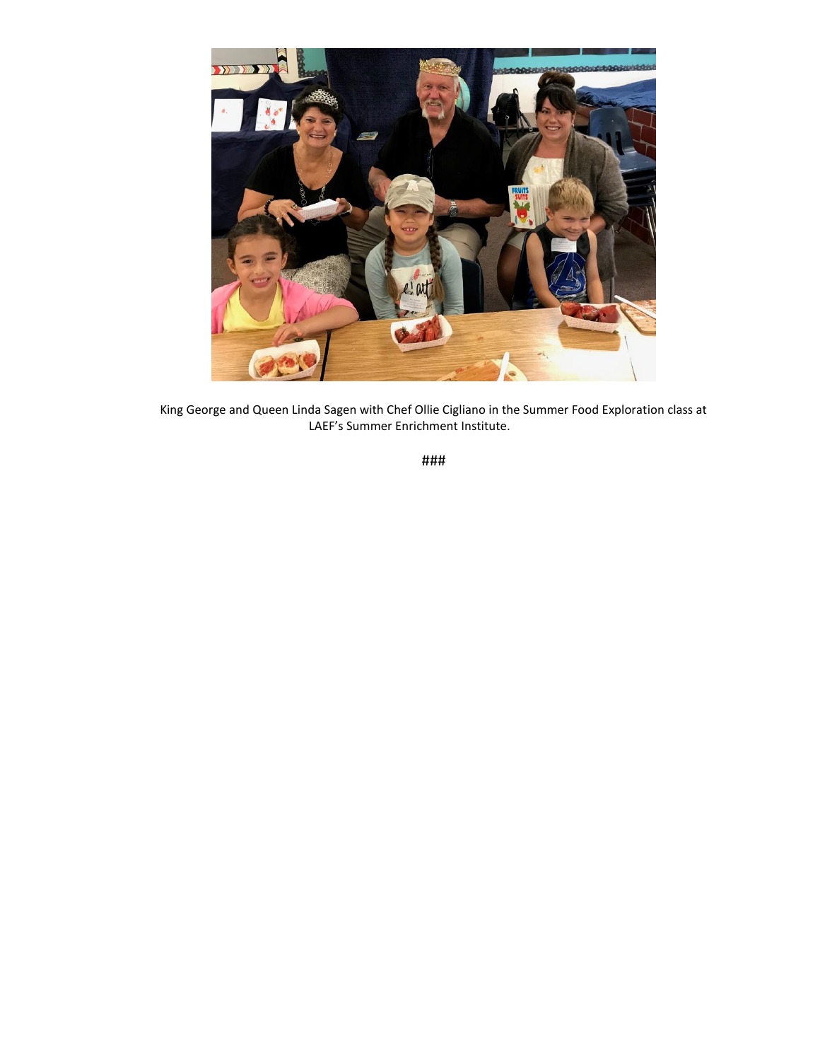King George and Queen Linda Sagen with Chef Ollie Cigliano in the Summer Food Exploration class at LAEF's Summer Enrichment Institute.

###